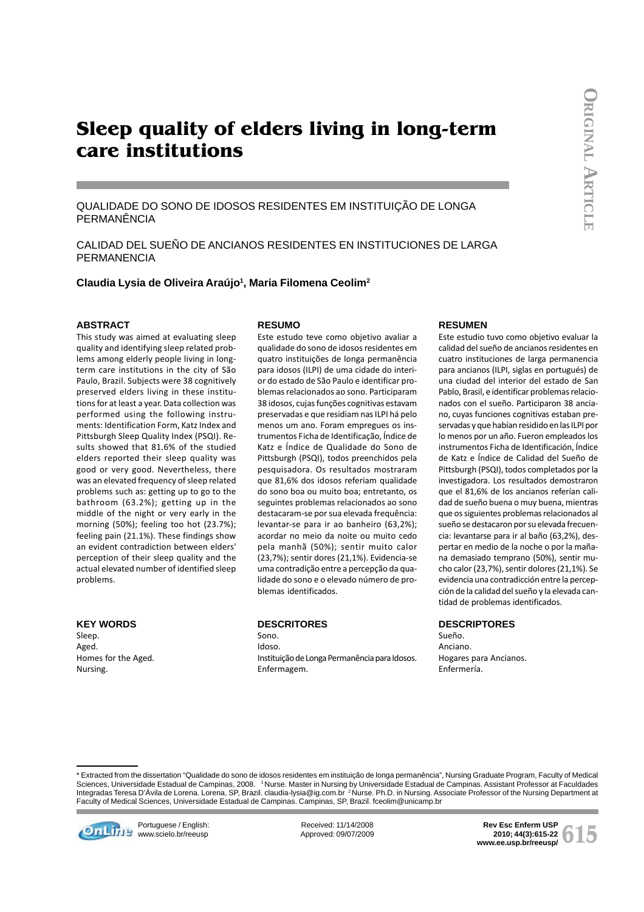# Sleep quality of elders living in long-term care institutions

QUALIDADE DO SONO DE IDOSOS RESIDENTES EM INSTITUIÇÃO DE LONGA PERMANÊNCIA

CALIDAD DEL SUEÑO DE ANCIANOS RESIDENTES EN INSTITUCIONES DE LARGA PERMANENCIA

**Claudia Lysia de Oliveira Araújo[1], Maria Filomena Ceolim[2]**

### ABSTRACT

This study was aimed at evaluating sleep quality and identifying sleep related problems among elderly people living in long-term care institutions in the city of São Paulo, Brazil. Subjects were 38 cognitively preserved elders living in these institutions for at least a year. Data collection was performed using the following instruments: Identification Form, Katz Index and Pittsburgh Sleep Quality Index (PSQI). Results showed that 81.6% of the studied elders reported their sleep quality was good or very good. Nevertheless, there was an elevated frequency of sleep related problems such as: getting up to go to the bathroom (63.2%); getting up in the middle of the night or very early in the morning (50%); feeling too hot (23.7%); feeling pain (21.1%). These findings show an evident contradiction between elders' perception of their sleep quality and the actual elevated number of identified sleep problems.

### KEY WORDS

Sleep.
Aged.
Homes for the Aged.
Nursing.

### RESUMO

Este estudo teve como objetivo avaliar a qualidade do sono de idosos residentes em quatro instituições de longa permanência para idosos (ILPI) de uma cidade do interior do estado de São Paulo e identificar problemas relacionados ao sono. Participaram 38 idosos, cujas funções cognitivas estavam preservadas e que residiam nas ILPI há pelo menos um ano. Foram empregues os instrumentos Ficha de Identificação, Índice de Katz e Índice de Qualidade do Sono de Pittsburgh (PSQI), todos preenchidos pela pesquisadora. Os resultados mostraram que 81,6% dos idosos referiam qualidade do sono boa ou muito boa; entretanto, os seguintes problemas relacionados ao sono destacaram-se por sua elevada frequência: levantar-se para ir ao banheiro (63,2%); acordar no meio da noite ou muito cedo pela manhã (50%); sentir muito calor (23,7%); sentir dores (21,1%). Evidencia-se uma contradição entre a percepção da qualidade do sono e o elevado número de problemas identificados.

### DESCRITORES

Sono.
Idoso.
Instituição de Longa Permanência para Idosos.
Enfermagem.

### RESUMEN

Este estudio tuvo como objetivo evaluar la calidad del sueño de ancianos residentes en cuatro instituciones de larga permanencia para ancianos (ILPI, siglas en portugués) de una ciudad del interior del estado de San Pablo, Brasil, e identificar problemas relacionados con el sueño. Participaron 38 anciano, cuyas funciones cognitivas estaban preservadas y que habían residido en las ILPI por lo menos por un año. Fueron empleados los instrumentos Ficha de Identificación, Índice de Katz e Índice de Calidad del Sueño de Pittsburgh (PSQI), todos completados por la investigadora. Los resultados demostraron que el 81,6% de los ancianos referían calidad de sueño buena o muy buena, mientras que os siguientes problemas relacionados al sueño se destacaron por su elevada frecuencia: levantarse para ir al baño (63,2%), despertar en medio de la noche o por la mañana demasiado temprano (50%), sentir mucho calor (23,7%), sentir dolores (21,1%). Se evidencia una contradicción entre la percepción de la calidad del sueño y la elevada cantidad de problemas identificados.

### DESCRIPTORES

Sueño.
Anciano.
Hogares para Ancianos.
Enfermería.

---

\* Extracted from the dissertation "Qualidade do sono de idosos residentes em instituição de longa permanência", Nursing Graduate Program, Faculty of Medical Sciences, Universidade Estadual de Campinas, 2008. [1] Nurse. Master in Nursing by Universidade Estadual de Campinas. Assistant Professor at Faculdades Integradas Teresa D'Ávila de Lorena. Lorena, SP, Brazil. claudia-lysia@ig.com.br [2] Nurse. Ph.D. in Nursing. Associate Professor of the Nursing Department at Faculty of Medical Sciences, Universidade Estadual de Campinas. Campinas, SP, Brazil. fceolim@unicamp.br

Portuguese / English: www.scielo.br/reeusp

Received: 11/14/2008
Approved: 09/07/2009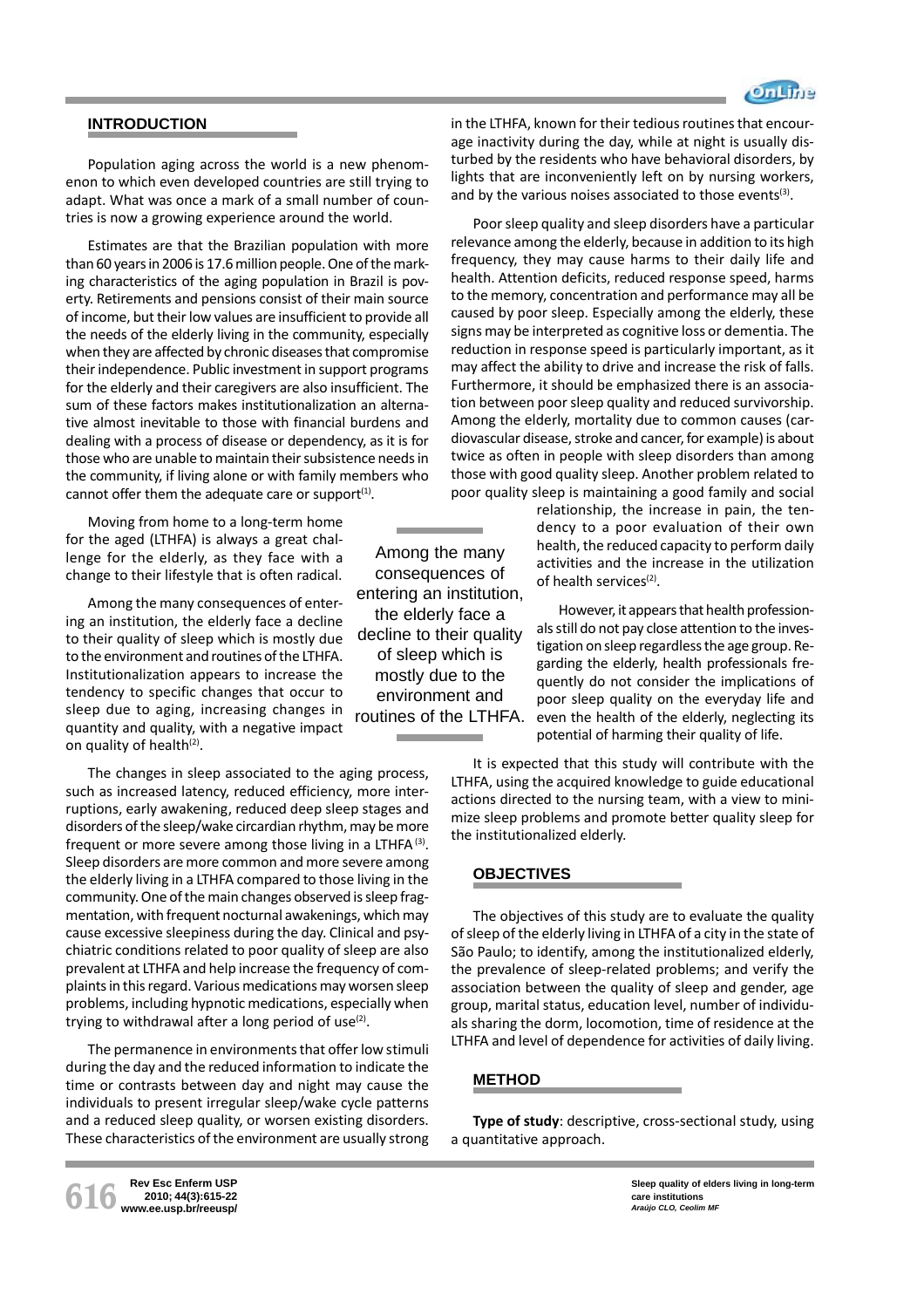## INTRODUCTION

Population aging across the world is a new phenomenon to which even developed countries are still trying to adapt. What was once a mark of a small number of countries is now a growing experience around the world.

Estimates are that the Brazilian population with more than 60 years in 2006 is 17.6 million people. One of the marking characteristics of the aging population in Brazil is poverty. Retirements and pensions consist of their main source of income, but their low values are insufficient to provide all the needs of the elderly living in the community, especially when they are affected by chronic diseases that compromise their independence. Public investment in support programs for the elderly and their caregivers are also insufficient. The sum of these factors makes institutionalization an alternative almost inevitable to those with financial burdens and dealing with a process of disease or dependency, as it is for those who are unable to maintain their subsistence needs in the community, if living alone or with family members who cannot offer them the adequate care or support[1].

Moving from home to a long-term home for the aged (LTHFA) is always a great challenge for the elderly, as they face with a change to their lifestyle that is often radical.

Among the many consequences of entering an institution, the elderly face a decline to their quality of sleep which is mostly due to the environment and routines of the LTHFA. Institutionalization appears to increase the tendency to specific changes that occur to sleep due to aging, increasing changes in quantity and quality, with a negative impact on quality of health[2].

The changes in sleep associated to the aging process, such as increased latency, reduced efficiency, more interruptions, early awakening, reduced deep sleep stages and disorders of the sleep/wake circardian rhythm, may be more frequent or more severe among those living in a LTHFA[3]. Sleep disorders are more common and more severe among the elderly living in a LTHFA compared to those living in the community. One of the main changes observed is sleep fragmentation, with frequent nocturnal awakenings, which may cause excessive sleepiness during the day. Clinical and psychiatric conditions related to poor quality of sleep are also prevalent at LTHFA and help increase the frequency of complaints in this regard. Various medications may worsen sleep problems, including hypnotic medications, especially when trying to withdrawal after a long period of use[2].

The permanence in environments that offer low stimuli during the day and the reduced information to indicate the time or contrasts between day and night may cause the individuals to present irregular sleep/wake cycle patterns and a reduced sleep quality, or worsen existing disorders. These characteristics of the environment are usually strong in the LTHFA, known for their tedious routines that encourage inactivity during the day, while at night is usually disturbed by the residents who have behavioral disorders, by lights that are inconveniently left on by nursing workers, and by the various noises associated to those events[3].

Poor sleep quality and sleep disorders have a particular relevance among the elderly, because in addition to its high frequency, they may cause harms to their daily life and health. Attention deficits, reduced response speed, harms to the memory, concentration and performance may all be caused by poor sleep. Especially among the elderly, these signs may be interpreted as cognitive loss or dementia. The reduction in response speed is particularly important, as it may affect the ability to drive and increase the risk of falls. Furthermore, it should be emphasized there is an association between poor sleep quality and reduced survivorship. Among the elderly, mortality due to common causes (cardiovascular disease, stroke and cancer, for example) is about twice as often in people with sleep disorders than among those with good quality sleep. Another problem related to poor quality sleep is maintaining a good family and social relationship, the increase in pain, the tendency to a poor evaluation of their own health, the reduced capacity to perform daily activities and the increase in the utilization of health services[2].

> Among the many consequences of entering an institution, the elderly face a decline to their quality of sleep which is mostly due to the environment and routines of the LTHFA.

However, it appears that health professionals still do not pay close attention to the investigation on sleep regardless the age group. Regarding the elderly, health professionals frequently do not consider the implications of poor sleep quality on the everyday life and even the health of the elderly, neglecting its potential of harming their quality of life.

It is expected that this study will contribute with the LTHFA, using the acquired knowledge to guide educational actions directed to the nursing team, with a view to minimize sleep problems and promote better quality sleep for the institutionalized elderly.

## OBJECTIVES

The objectives of this study are to evaluate the quality of sleep of the elderly living in LTHFA of a city in the state of São Paulo; to identify, among the institutionalized elderly, the prevalence of sleep-related problems; and verify the association between the quality of sleep and gender, age group, marital status, education level, number of individuals sharing the dorm, locomotion, time of residence at the LTHFA and level of dependence for activities of daily living.

## METHOD

**Type of study**: descriptive, cross-sectional study, using a quantitative approach.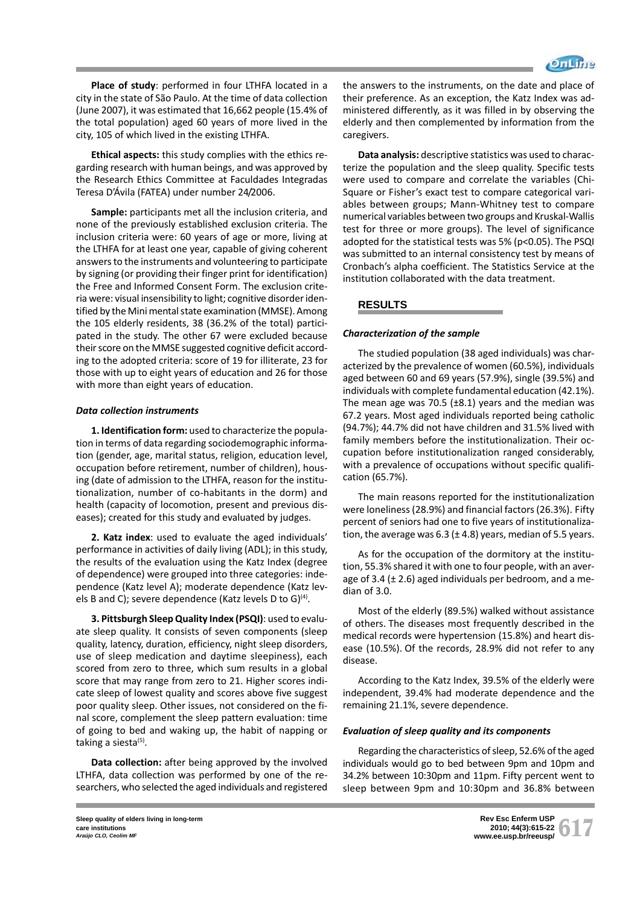**Place of study**: performed in four LTHFA located in a city in the state of São Paulo. At the time of data collection (June 2007), it was estimated that 16,662 people (15.4% of the total population) aged 60 years of more lived in the city, 105 of which lived in the existing LTHFA.

**Ethical aspects:** this study complies with the ethics regarding research with human beings, and was approved by the Research Ethics Committee at Faculdades Integradas Teresa D'Ávila (FATEA) under number 24/2006.

**Sample:** participants met all the inclusion criteria, and none of the previously established exclusion criteria. The inclusion criteria were: 60 years of age or more, living at the LTHFA for at least one year, capable of giving coherent answers to the instruments and volunteering to participate by signing (or providing their finger print for identification) the Free and Informed Consent Form. The exclusion criteria were: visual insensibility to light; cognitive disorder identified by the Mini mental state examination (MMSE). Among the 105 elderly residents, 38 (36.2% of the total) participated in the study. The other 67 were excluded because their score on the MMSE suggested cognitive deficit according to the adopted criteria: score of 19 for illiterate, 23 for those with up to eight years of education and 26 for those with more than eight years of education.

### *Data collection instruments*

**1. Identification form:** used to characterize the population in terms of data regarding sociodemographic information (gender, age, marital status, religion, education level, occupation before retirement, number of children), housing (date of admission to the LTHFA, reason for the institutionalization, number of co-habitants in the dorm) and health (capacity of locomotion, present and previous diseases); created for this study and evaluated by judges.

**2. Katz index**: used to evaluate the aged individuals' performance in activities of daily living (ADL); in this study, the results of the evaluation using the Katz Index (degree of dependence) were grouped into three categories: independence (Katz level A); moderate dependence (Katz levels B and C); severe dependence (Katz levels D to G)[4].

**3. Pittsburgh Sleep Quality Index (PSQI)**: used to evaluate sleep quality. It consists of seven components (sleep quality, latency, duration, efficiency, night sleep disorders, use of sleep medication and daytime sleepiness), each scored from zero to three, which sum results in a global score that may range from zero to 21. Higher scores indicate sleep of lowest quality and scores above five suggest poor quality sleep. Other issues, not considered on the final score, complement the sleep pattern evaluation: time of going to bed and waking up, the habit of napping or taking a siesta[5].

**Data collection:** after being approved by the involved LTHFA, data collection was performed by one of the researchers, who selected the aged individuals and registered the answers to the instruments, on the date and place of their preference. As an exception, the Katz Index was administered differently, as it was filled in by observing the elderly and then complemented by information from the caregivers.

**Data analysis:** descriptive statistics was used to characterize the population and the sleep quality. Specific tests were used to compare and correlate the variables (Chi-Square or Fisher's exact test to compare categorical variables between groups; Mann-Whitney test to compare numerical variables between two groups and Kruskal-Wallis test for three or more groups). The level of significance adopted for the statistical tests was 5% ($p<0.05$). The PSQI was submitted to an internal consistency test by means of Cronbach's alpha coefficient. The Statistics Service at the institution collaborated with the data treatment.

## RESULTS

### *Characterization of the sample*

The studied population (38 aged individuals) was characterized by the prevalence of women (60.5%), individuals aged between 60 and 69 years (57.9%), single (39.5%) and individuals with complete fundamental education (42.1%). The mean age was 70.5 (±8.1) years and the median was 67.2 years. Most aged individuals reported being catholic (94.7%); 44.7% did not have children and 31.5% lived with family members before the institutionalization. Their occupation before institutionalization ranged considerably, with a prevalence of occupations without specific qualification (65.7%).

The main reasons reported for the institutionalization were loneliness (28.9%) and financial factors (26.3%). Fifty percent of seniors had one to five years of institutionalization, the average was 6.3 (± 4.8) years, median of 5.5 years.

As for the occupation of the dormitory at the institution, 55.3% shared it with one to four people, with an average of 3.4 (± 2.6) aged individuals per bedroom, and a median of 3.0.

Most of the elderly (89.5%) walked without assistance of others. The diseases most frequently described in the medical records were hypertension (15.8%) and heart disease (10.5%). Of the records, 28.9% did not refer to any disease.

According to the Katz Index, 39.5% of the elderly were independent, 39.4% had moderate dependence and the remaining 21.1%, severe dependence.

### *Evaluation of sleep quality and its components*

Regarding the characteristics of sleep, 52.6% of the aged individuals would go to bed between 9pm and 10pm and 34.2% between 10:30pm and 11pm. Fifty percent went to sleep between 9pm and 10:30pm and 36.8% between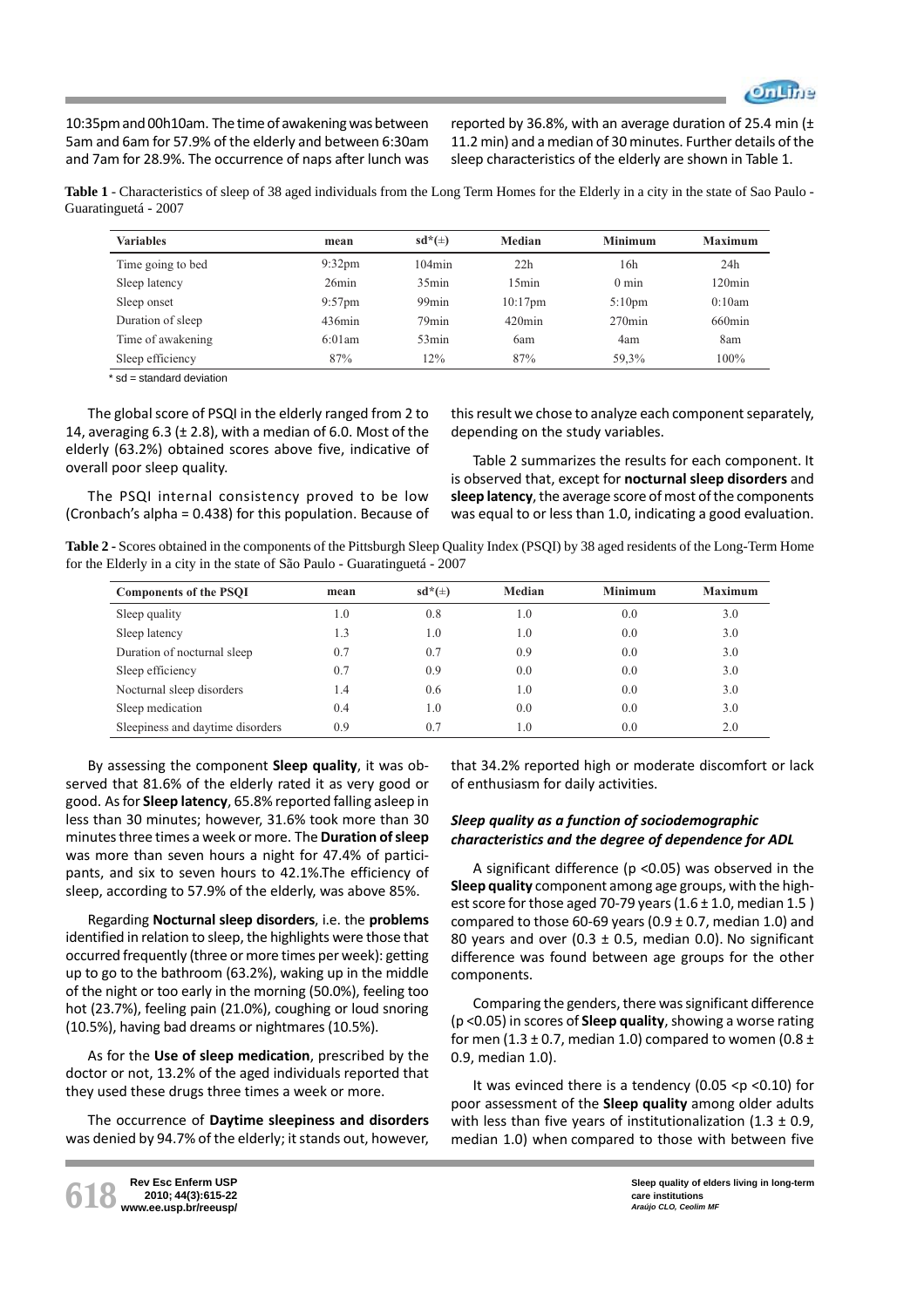10:35pm and 00h10am. The time of awakening was between 5am and 6am for 57.9% of the elderly and between 6:30am and 7am for 28.9%. The occurrence of naps after lunch was reported by 36.8%, with an average duration of 25.4 min (± 11.2 min) and a median of 30 minutes. Further details of the sleep characteristics of the elderly are shown in Table 1.

**Table 1** - Characteristics of sleep of 38 aged individuals from the Long Term Homes for the Elderly in a city in the state of Sao Paulo - Guaratinguetá - 2007

| Variables | mean | sd*(±) | Median | Minimum | Maximum |
|---|---|---|---|---|---|
| Time going to bed | 9:32pm | 104min | 22h | 16h | 24h |
| Sleep latency | 26min | 35min | 15min | 0 min | 120min |
| Sleep onset | 9:57pm | 99min | 10:17pm | 5:10pm | 0:10am |
| Duration of sleep | 436min | 79min | 420min | 270min | 660min |
| Time of awakening | 6:01am | 53min | 6am | 4am | 8am |
| Sleep efficiency | 87% | 12% | 87% | 59,3% | 100% |

\* sd = standard deviation

The global score of PSQI in the elderly ranged from 2 to 14, averaging 6.3 (± 2.8), with a median of 6.0. Most of the elderly (63.2%) obtained scores above five, indicative of overall poor sleep quality.

The PSQI internal consistency proved to be low (Cronbach's alpha = 0.438) for this population. Because of this result we chose to analyze each component separately, depending on the study variables.

Table 2 summarizes the results for each component. It is observed that, except for **nocturnal sleep disorders** and **sleep latency**, the average score of most of the components was equal to or less than 1.0, indicating a good evaluation.

**Table 2** - Scores obtained in the components of the Pittsburgh Sleep Quality Index (PSQI) by 38 aged residents of the Long-Term Home for the Elderly in a city in the state of São Paulo - Guaratinguetá - 2007

| Components of the PSQI | mean | sd*(±) | Median | Minimum | Maximum |
|---|---|---|---|---|---|
| Sleep quality | 1.0 | 0.8 | 1.0 | 0.0 | 3.0 |
| Sleep latency | 1.3 | 1.0 | 1.0 | 0.0 | 3.0 |
| Duration of nocturnal sleep | 0.7 | 0.7 | 0.9 | 0.0 | 3.0 |
| Sleep efficiency | 0.7 | 0.9 | 0.0 | 0.0 | 3.0 |
| Nocturnal sleep disorders | 1.4 | 0.6 | 1.0 | 0.0 | 3.0 |
| Sleep medication | 0.4 | 1.0 | 0.0 | 0.0 | 3.0 |
| Sleepiness and daytime disorders | 0.9 | 0.7 | 1.0 | 0.0 | 2.0 |

By assessing the component **Sleep quality**, it was observed that 81.6% of the elderly rated it as very good or good. As for **Sleep latency**, 65.8% reported falling asleep in less than 30 minutes; however, 31.6% took more than 30 minutes three times a week or more. The **Duration of sleep** was more than seven hours a night for 47.4% of participants, and six to seven hours to 42.1%.The efficiency of sleep, according to 57.9% of the elderly, was above 85%.

Regarding **Nocturnal sleep disorders**, i.e. the **problems** identified in relation to sleep, the highlights were those that occurred frequently (three or more times per week): getting up to go to the bathroom (63.2%), waking up in the middle of the night or too early in the morning (50.0%), feeling too hot (23.7%), feeling pain (21.0%), coughing or loud snoring (10.5%), having bad dreams or nightmares (10.5%).

As for the **Use of sleep medication**, prescribed by the doctor or not, 13.2% of the aged individuals reported that they used these drugs three times a week or more.

The occurrence of **Daytime sleepiness and disorders** was denied by 94.7% of the elderly; it stands out, however, that 34.2% reported high or moderate discomfort or lack of enthusiasm for daily activities.

### *Sleep quality as a function of sociodemographic characteristics and the degree of dependence for ADL*

A significant difference ($p < 0.05$) was observed in the **Sleep quality** component among age groups, with the highest score for those aged 70-79 years (1.6 ± 1.0, median 1.5 ) compared to those 60-69 years (0.9 ± 0.7, median 1.0) and 80 years and over (0.3 ± 0.5, median 0.0). No significant difference was found between age groups for the other components.

Comparing the genders, there was significant difference ($p < 0.05$) in scores of **Sleep quality**, showing a worse rating for men (1.3 ± 0.7, median 1.0) compared to women (0.8 ± 0.9, median 1.0).

It was evinced there is a tendency ($0.05 < p < 0.10$) for poor assessment of the **Sleep quality** among older adults with less than five years of institutionalization (1.3 ± 0.9, median 1.0) when compared to those with between five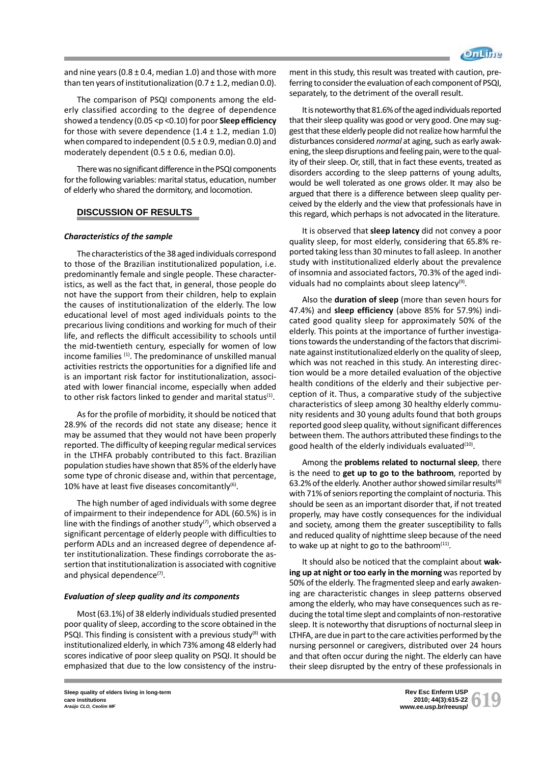and nine years (0.8 ± 0.4, median 1.0) and those with more than ten years of institutionalization (0.7 ± 1.2, median 0.0).

The comparison of PSQI components among the elderly classified according to the degree of dependence showed a tendency (0.05 <p <0.10) for poor **Sleep efficiency** for those with severe dependence (1.4 ± 1.2, median 1.0) when compared to independent (0.5 ± 0.9, median 0.0) and moderately dependent (0.5 ± 0.6, median 0.0).

There was no significant difference in the PSQI components for the following variables: marital status, education, number of elderly who shared the dormitory, and locomotion.

## DISCUSSION OF RESULTS

### *Characteristics of the sample*

The characteristics of the 38 aged individuals correspond to those of the Brazilian institutionalized population, i.e. predominantly female and single people. These characteristics, as well as the fact that, in general, those people do not have the support from their children, help to explain the causes of institutionalization of the elderly. The low educational level of most aged individuals points to the precarious living conditions and working for much of their life, and reflects the difficult accessibility to schools until the mid-twentieth century, especially for women of low income families [1]. The predominance of unskilled manual activities restricts the opportunities for a dignified life and is an important risk factor for institutionalization, associated with lower financial income, especially when added to other risk factors linked to gender and marital status[1].

As for the profile of morbidity, it should be noticed that 28.9% of the records did not state any disease; hence it may be assumed that they would not have been properly reported. The difficulty of keeping regular medical services in the LTHFA probably contributed to this fact. Brazilian population studies have shown that 85% of the elderly have some type of chronic disease and, within that percentage, 10% have at least five diseases concomitantly[6].

The high number of aged individuals with some degree of impairment to their independence for ADL (60.5%) is in line with the findings of another study[7], which observed a significant percentage of elderly people with difficulties to perform ADLs and an increased degree of dependence after institutionalization. These findings corroborate the assertion that institutionalization is associated with cognitive and physical dependence[7].

### *Evaluation of sleep quality and its components*

Most (63.1%) of 38 elderly individuals studied presented poor quality of sleep, according to the score obtained in the PSQI. This finding is consistent with a previous study[8] with institutionalized elderly, in which 73% among 48 elderly had scores indicative of poor sleep quality on PSQI. It should be emphasized that due to the low consistency of the instrument in this study, this result was treated with caution, preferring to consider the evaluation of each component of PSQI, separately, to the detriment of the overall result.

It is noteworthy that 81.6% of the aged individuals reported that their sleep quality was good or very good. One may suggest that these elderly people did not realize how harmful the disturbances considered *normal* at aging, such as early awakening, the sleep disruptions and feeling pain, were to the quality of their sleep. Or, still, that in fact these events, treated as disorders according to the sleep patterns of young adults, would be well tolerated as one grows older. It may also be argued that there is a difference between sleep quality perceived by the elderly and the view that professionals have in this regard, which perhaps is not advocated in the literature.

It is observed that **sleep latency** did not convey a poor quality sleep, for most elderly, considering that 65.8% reported taking less than 30 minutes to fall asleep. In another study with institutionalized elderly about the prevalence of insomnia and associated factors, 70.3% of the aged individuals had no complaints about sleep latency[9].

Also the **duration of sleep** (more than seven hours for 47.4%) and **sleep efficiency** (above 85% for 57.9%) indicated good quality sleep for approximately 50% of the elderly. This points at the importance of further investigations towards the understanding of the factors that discriminate against institutionalized elderly on the quality of sleep, which was not reached in this study. An interesting direction would be a more detailed evaluation of the objective health conditions of the elderly and their subjective perception of it. Thus, a comparative study of the subjective characteristics of sleep among 30 healthy elderly community residents and 30 young adults found that both groups reported good sleep quality, without significant differences between them. The authors attributed these findings to the good health of the elderly individuals evaluated[10].

Among the **problems related to nocturnal sleep**, there is the need to **get up to go to the bathroom**, reported by 63.2% of the elderly. Another author showed similar results[8] with 71% of seniors reporting the complaint of nocturia. This should be seen as an important disorder that, if not treated properly, may have costly consequences for the individual and society, among them the greater susceptibility to falls and reduced quality of nighttime sleep because of the need to wake up at night to go to the bathroom[11].

It should also be noticed that the complaint about **waking up at night or too early in the morning** was reported by 50% of the elderly. The fragmented sleep and early awakening are characteristic changes in sleep patterns observed among the elderly, who may have consequences such as reducing the total time slept and complaints of non-restorative sleep. It is noteworthy that disruptions of nocturnal sleep in LTHFA, are due in part to the care activities performed by the nursing personnel or caregivers, distributed over 24 hours and that often occur during the night. The elderly can have their sleep disrupted by the entry of these professionals in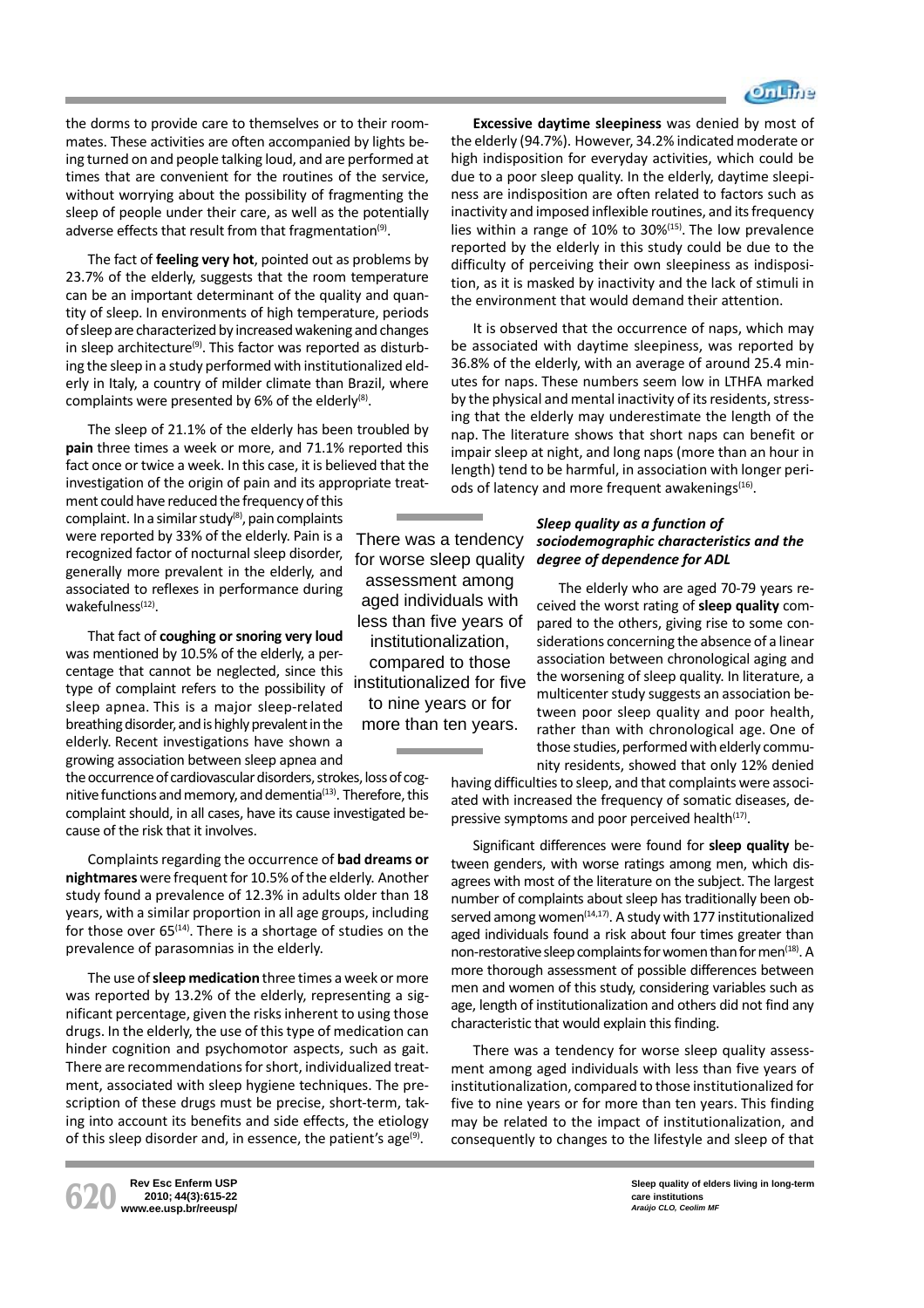the dorms to provide care to themselves or to their roommates. These activities are often accompanied by lights being turned on and people talking loud, and are performed at times that are convenient for the routines of the service, without worrying about the possibility of fragmenting the sleep of people under their care, as well as the potentially adverse effects that result from that fragmentation[9].

The fact of **feeling very hot**, pointed out as problems by 23.7% of the elderly, suggests that the room temperature can be an important determinant of the quality and quantity of sleep. In environments of high temperature, periods of sleep are characterized by increased wakening and changes in sleep architecture[9]. This factor was reported as disturbing the sleep in a study performed with institutionalized elderly in Italy, a country of milder climate than Brazil, where complaints were presented by 6% of the elderly[8].

The sleep of 21.1% of the elderly has been troubled by **pain** three times a week or more, and 71.1% reported this fact once or twice a week. In this case, it is believed that the investigation of the origin of pain and its appropriate treatment could have reduced the frequency of this complaint. In a similar study[8], pain complaints were reported by 33% of the elderly. Pain is a recognized factor of nocturnal sleep disorder, generally more prevalent in the elderly, and associated to reflexes in performance during wakefulness[12].

That fact of **coughing or snoring very loud** was mentioned by 10.5% of the elderly, a percentage that cannot be neglected, since this type of complaint refers to the possibility of sleep apnea. This is a major sleep-related breathing disorder, and is highly prevalent in the elderly. Recent investigations have shown a growing association between sleep apnea and the occurrence of cardiovascular disorders, strokes, loss of cognitive functions and memory, and dementia[13]. Therefore, this complaint should, in all cases, have its cause investigated because of the risk that it involves.

Complaints regarding the occurrence of **bad dreams or nightmares** were frequent for 10.5% of the elderly. Another study found a prevalence of 12.3% in adults older than 18 years, with a similar proportion in all age groups, including for those over 65[14]. There is a shortage of studies on the prevalence of parasomnias in the elderly.

The use of **sleep medication** three times a week or more was reported by 13.2% of the elderly, representing a significant percentage, given the risks inherent to using those drugs. In the elderly, the use of this type of medication can hinder cognition and psychomotor aspects, such as gait. There are recommendations for short, individualized treatment, associated with sleep hygiene techniques. The prescription of these drugs must be precise, short-term, taking into account its benefits and side effects, the etiology of this sleep disorder and, in essence, the patient's age[9].

**Excessive daytime sleepiness** was denied by most of the elderly (94.7%). However, 34.2% indicated moderate or high indisposition for everyday activities, which could be due to a poor sleep quality. In the elderly, daytime sleepiness are indisposition are often related to factors such as inactivity and imposed inflexible routines, and its frequency lies within a range of 10% to 30%[15]. The low prevalence reported by the elderly in this study could be due to the difficulty of perceiving their own sleepiness as indisposition, as it is masked by inactivity and the lack of stimuli in the environment that would demand their attention.

It is observed that the occurrence of naps, which may be associated with daytime sleepiness, was reported by 36.8% of the elderly, with an average of around 25.4 minutes for naps. These numbers seem low in LTHFA marked by the physical and mental inactivity of its residents, stressing that the elderly may underestimate the length of the nap. The literature shows that short naps can benefit or impair sleep at night, and long naps (more than an hour in length) tend to be harmful, in association with longer periods of latency and more frequent awakenings[16].

### *Sleep quality as a function of sociodemographic characteristics and the degree of dependence for ADL*

The elderly who are aged 70-79 years received the worst rating of **sleep quality** compared to the others, giving rise to some considerations concerning the absence of a linear association between chronological aging and the worsening of sleep quality. In literature, a multicenter study suggests an association between poor sleep quality and poor health, rather than with chronological age. One of those studies, performed with elderly community residents, showed that only 12% denied having difficulties to sleep, and that complaints were associated with increased the frequency of somatic diseases, depressive symptoms and poor perceived health[17].

Significant differences were found for **sleep quality** between genders, with worse ratings among men, which disagrees with most of the literature on the subject. The largest number of complaints about sleep has traditionally been observed among women[14,17]. A study with 177 institutionalized aged individuals found a risk about four times greater than non-restorative sleep complaints for women than for men[18]. A more thorough assessment of possible differences between men and women of this study, considering variables such as age, length of institutionalization and others did not find any characteristic that would explain this finding.

There was a tendency for worse sleep quality assessment among aged individuals with less than five years of institutionalization, compared to those institutionalized for five to nine years or for more than ten years. This finding may be related to the impact of institutionalization, and consequently to changes to the lifestyle and sleep of that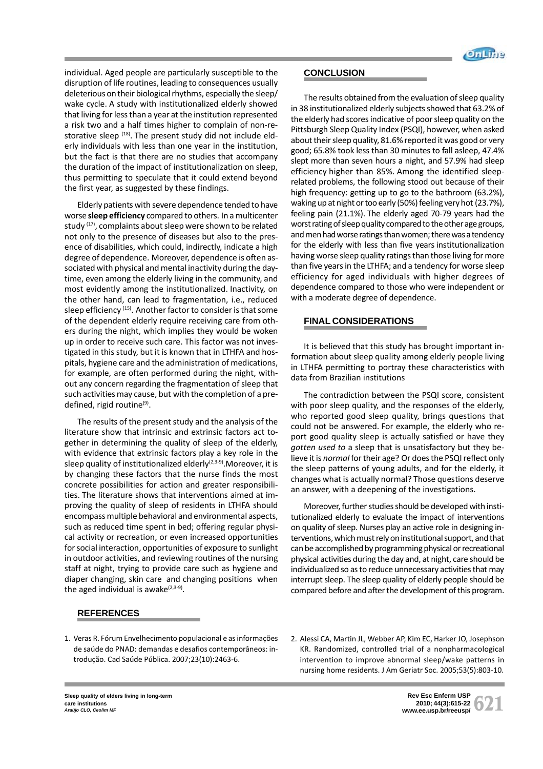individual. Aged people are particularly susceptible to the disruption of life routines, leading to consequences usually deleterious on their biological rhythms, especially the sleep/wake cycle. A study with institutionalized elderly showed that living for less than a year at the institution represented a risk two and a half times higher to complain of non-restorative sleep [18]. The present study did not include elderly individuals with less than one year in the institution, but the fact is that there are no studies that accompany the duration of the impact of institutionalization on sleep, thus permitting to speculate that it could extend beyond the first year, as suggested by these findings.

Elderly patients with severe dependence tended to have worse **sleep efficiency** compared to others. In a multicenter study [17], complaints about sleep were shown to be related not only to the presence of diseases but also to the presence of disabilities, which could, indirectly, indicate a high degree of dependence. Moreover, dependence is often associated with physical and mental inactivity during the daytime, even among the elderly living in the community, and most evidently among the institutionalized. Inactivity, on the other hand, can lead to fragmentation, i.e., reduced sleep efficiency [15]. Another factor to consider is that some of the dependent elderly require receiving care from others during the night, which implies they would be woken up in order to receive such care. This factor was not investigated in this study, but it is known that in LTHFA and hospitals, hygiene care and the administration of medications, for example, are often performed during the night, without any concern regarding the fragmentation of sleep that such activities may cause, but with the completion of a predefined, rigid routine[9].

The results of the present study and the analysis of the literature show that intrinsic and extrinsic factors act together in determining the quality of sleep of the elderly, with evidence that extrinsic factors play a key role in the sleep quality of institutionalized elderly[2,3-9]. Moreover, it is by changing these factors that the nurse finds the most concrete possibilities for action and greater responsibilities. The literature shows that interventions aimed at improving the quality of sleep of residents in LTHFA should encompass multiple behavioral and environmental aspects, such as reduced time spent in bed; offering regular physical activity or recreation, or even increased opportunities for social interaction, opportunities of exposure to sunlight in outdoor activities, and reviewing routines of the nursing staff at night, trying to provide care such as hygiene and diaper changing, skin care and changing positions when the aged individual is awake[2,3-9].

## CONCLUSION

The results obtained from the evaluation of sleep quality in 38 institutionalized elderly subjects showed that 63.2% of the elderly had scores indicative of poor sleep quality on the Pittsburgh Sleep Quality Index (PSQI), however, when asked about their sleep quality, 81.6% reported it was good or very good; 65.8% took less than 30 minutes to fall asleep, 47.4% slept more than seven hours a night, and 57.9% had sleep efficiency higher than 85%. Among the identified sleep-related problems, the following stood out because of their high frequency: getting up to go to the bathroom (63.2%), waking up at night or too early (50%) feeling very hot (23.7%), feeling pain (21.1%). The elderly aged 70-79 years had the worst rating of sleep quality compared to the other age groups, and men had worse ratings than women; there was a tendency for the elderly with less than five years institutionalization having worse sleep quality ratings than those living for more than five years in the LTHFA; and a tendency for worse sleep efficiency for aged individuals with higher degrees of dependence compared to those who were independent or with a moderate degree of dependence.

## FINAL CONSIDERATIONS

It is believed that this study has brought important information about sleep quality among elderly people living in LTHFA permitting to portray these characteristics with data from Brazilian institutions

The contradiction between the PSQI score, consistent with poor sleep quality, and the responses of the elderly, who reported good sleep quality, brings questions that could not be answered. For example, the elderly who report good quality sleep is actually satisfied or have they *gotten used to* a sleep that is unsatisfactory but they believe it is *normal* for their age? Or does the PSQI reflect only the sleep patterns of young adults, and for the elderly, it changes what is actually normal? Those questions deserve an answer, with a deepening of the investigations.

Moreover, further studies should be developed with institutionalized elderly to evaluate the impact of interventions on quality of sleep. Nurses play an active role in designing interventions, which must rely on institutional support, and that can be accomplished by programming physical or recreational physical activities during the day and, at night, care should be individualized so as to reduce unnecessary activities that may interrupt sleep. The sleep quality of elderly people should be compared before and after the development of this program.

## REFERENCES

1. Veras R. Fórum Envelhecimento populacional e as informações de saúde do PNAD: demandas e desafios contemporâneos: introdução. Cad Saúde Pública. 2007;23(10):2463-6.
2. Alessi CA, Martin JL, Webber AP, Kim EC, Harker JO, Josephson KR. Randomized, controlled trial of a nonpharmacological intervention to improve abnormal sleep/wake patterns in nursing home residents. J Am Geriatr Soc. 2005;53(5):803-10.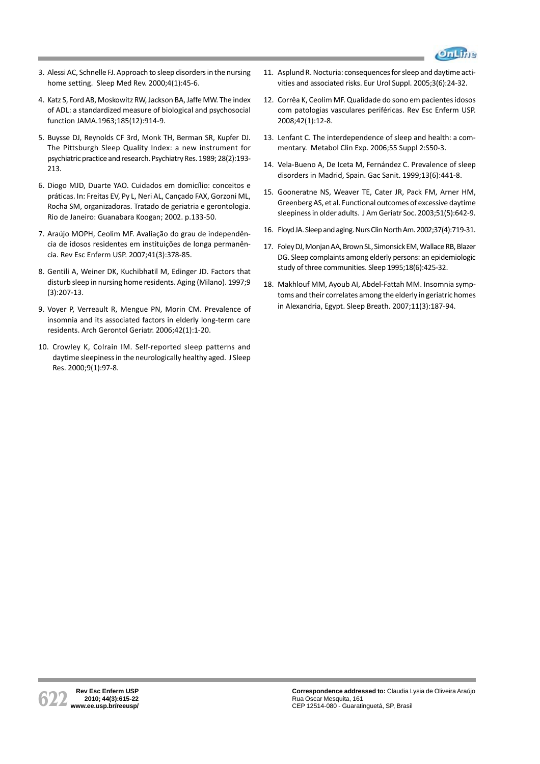3. Alessi AC, Schnelle FJ. Approach to sleep disorders in the nursing home setting. Sleep Med Rev. 2000;4(1):45-6.

4. Katz S, Ford AB, Moskowitz RW, Jackson BA, Jaffe MW. The index of ADL: a standardized measure of biological and psychosocial function JAMA.1963;185(12):914-9.

5. Buysse DJ, Reynolds CF 3rd, Monk TH, Berman SR, Kupfer DJ. The Pittsburgh Sleep Quality Index: a new instrument for psychiatric practice and research. Psychiatry Res. 1989; 28(2):193-213.

6. Diogo MJD, Duarte YAO. Cuidados em domicílio: conceitos e práticas. In: Freitas EV, Py L, Neri AL, Cançado FAX, Gorzoni ML, Rocha SM, organizadoras. Tratado de geriatria e gerontologia. Rio de Janeiro: Guanabara Koogan; 2002. p.133-50.

7. Araújo MOPH, Ceolim MF. Avaliação do grau de independência de idosos residentes em instituições de longa permanência. Rev Esc Enferm USP. 2007;41(3):378-85.

8. Gentili A, Weiner DK, Kuchibhatil M, Edinger JD. Factors that disturb sleep in nursing home residents. Aging (Milano). 1997;9 (3):207-13.

9. Voyer P, Verreault R, Mengue PN, Morin CM. Prevalence of insomnia and its associated factors in elderly long-term care residents. Arch Gerontol Geriatr. 2006;42(1):1-20.

10. Crowley K, Colrain IM. Self-reported sleep patterns and daytime sleepiness in the neurologically healthy aged. J Sleep Res. 2000;9(1):97-8.

11. Asplund R. Nocturia: consequences for sleep and daytime activities and associated risks. Eur Urol Suppl. 2005;3(6):24-32.

12. Corrêa K, Ceolim MF. Qualidade do sono em pacientes idosos com patologias vasculares periféricas. Rev Esc Enferm USP. 2008;42(1):12-8.

13. Lenfant C. The interdependence of sleep and health: a commentary. Metabol Clin Exp. 2006;55 Suppl 2:S50-3.

14. Vela-Bueno A, De Iceta M, Fernández C. Prevalence of sleep disorders in Madrid, Spain. Gac Sanit. 1999;13(6):441-8.

15. Gooneratne NS, Weaver TE, Cater JR, Pack FM, Arner HM, Greenberg AS, et al. Functional outcomes of excessive daytime sleepiness in older adults. J Am Geriatr Soc. 2003;51(5):642-9.

16. Floyd JA. Sleep and aging. Nurs Clin North Am. 2002;37(4):719-31.

17. Foley DJ, Monjan AA, Brown SL, Simonsick EM, Wallace RB, Blazer DG. Sleep complaints among elderly persons: an epidemiologic study of three communities. Sleep 1995;18(6):425-32.

18. Makhlouf MM, Ayoub AI, Abdel-Fattah MM. Insomnia symptoms and their correlates among the elderly in geriatric homes in Alexandria, Egypt. Sleep Breath. 2007;11(3):187-94.

**Correspondence addressed to:** Claudia Lysia de Oliveira Araújo
Rua Oscar Mesquita, 161
CEP 12514-080 - Guaratinguetá, SP, Brasil